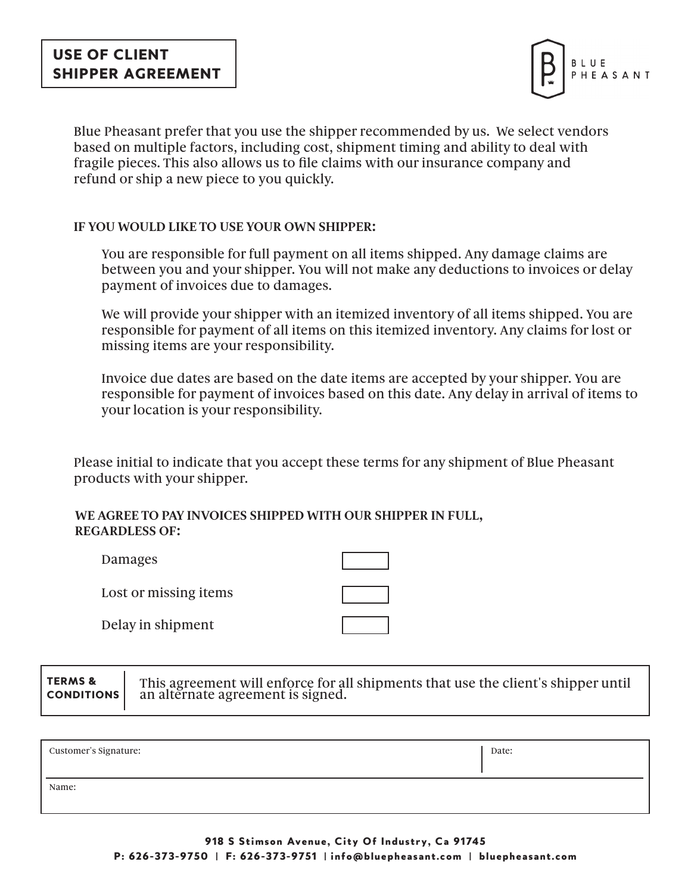# USE OF CLIENT SHIPPER AGREEMENT

BLUE PHEASANT

Blue Pheasant prefer that you use the shipper recommended by us. We select vendors based on multiple factors, including cost, shipment timing and ability to deal with fragile pieces. This also allows us to file claims with our insurance company and refund or ship a new piece to you quickly.

**IF YOU WOULD LIKE TO USE YOUR OWN SHIPPER:**

You are responsible for full payment on all items shipped. Any damage claims are between you and your shipper. You will not make any deductions to invoices or delay payment of invoices due to damages.

We will provide your shipper with an itemized inventory of all items shipped. You are responsible for payment of all items on this itemized inventory. Any claims for lost or missing items are your responsibility.

Invoice due dates are based on the date items are accepted by your shipper. You are responsible for payment of invoices based on this date. Any delay in arrival of items to your location is your responsibility.

Please initial to indicate that you accept these terms for any shipment of Blue Pheasant products with your shipper.

**WE AGREE TO PAY INVOICES SHIPPED WITH OUR SHIPPER IN FULL, REGARDLESS OF:**

| | |
|---|---|
| Damages | |
| Lost or missing items | |
| Delay in shipment | |

**TERMS & CONDITIONS** This agreement will enforce for all shipments that use the client's shipper until an alternate agreement is signed.

| | |
|---|---|
| Customer's Signature: | Date: |
| Name: | |

918 S Stimson Avenue, City Of Industry, Ca 91745

P: 626-373-9750 | F: 626-373-9751 | info@bluepheasant.com | bluepheasant.com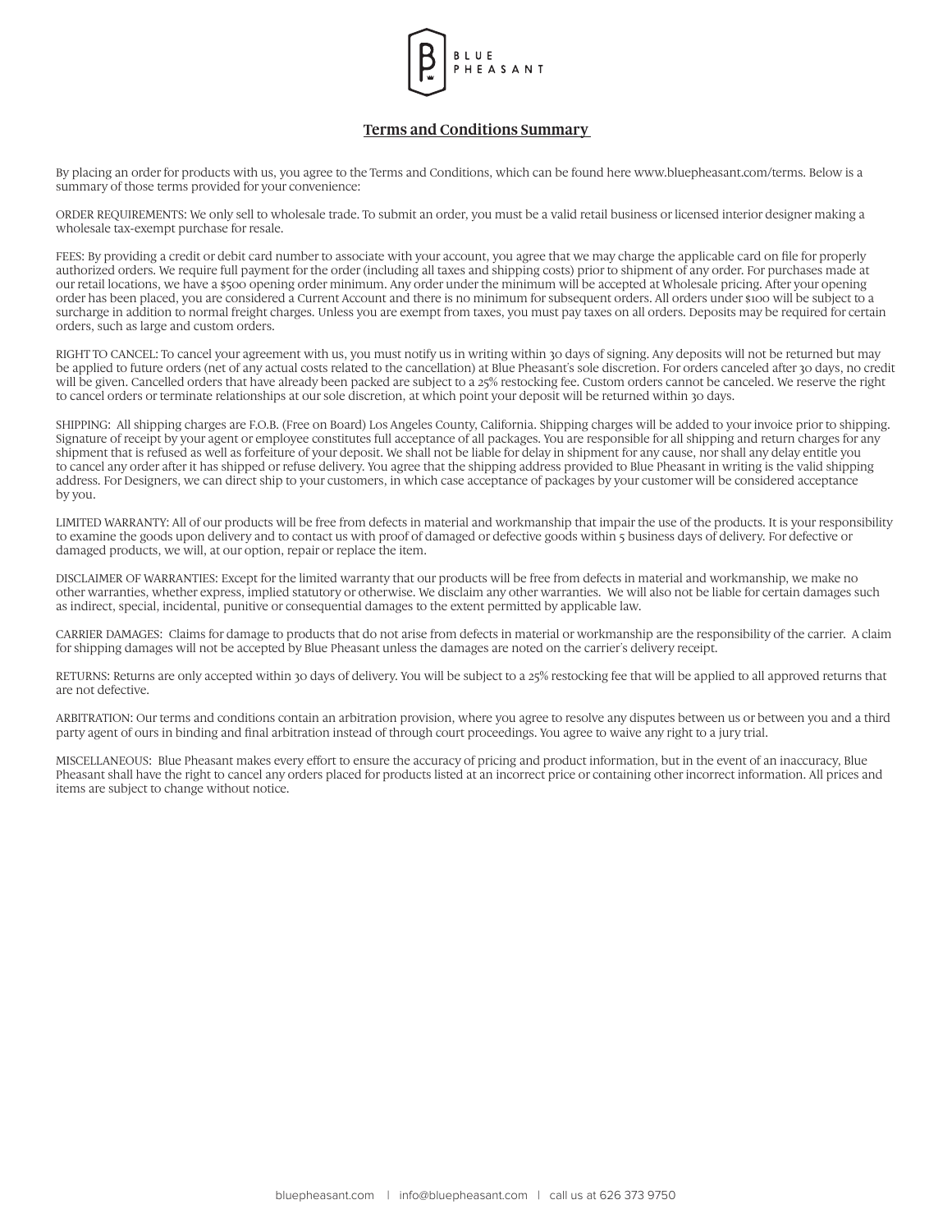BLUE PHEASANT

## Terms and Conditions Summary

By placing an order for products with us, you agree to the Terms and Conditions, which can be found here www.bluepheasant.com/terms. Below is a summary of those terms provided for your convenience:

ORDER REQUIREMENTS: We only sell to wholesale trade. To submit an order, you must be a valid retail business or licensed interior designer making a wholesale tax-exempt purchase for resale.

FEES: By providing a credit or debit card number to associate with your account, you agree that we may charge the applicable card on file for properly authorized orders. We require full payment for the order (including all taxes and shipping costs) prior to shipment of any order. For purchases made at our retail locations, we have a $500 opening order minimum. Any order under the minimum will be accepted at Wholesale pricing. After your opening order has been placed, you are considered a Current Account and there is no minimum for subsequent orders. All orders under $100 will be subject to a surcharge in addition to normal freight charges. Unless you are exempt from taxes, you must pay taxes on all orders. Deposits may be required for certain orders, such as large and custom orders.

RIGHT TO CANCEL: To cancel your agreement with us, you must notify us in writing within 30 days of signing. Any deposits will not be returned but may be applied to future orders (net of any actual costs related to the cancellation) at Blue Pheasant's sole discretion. For orders canceled after 30 days, no credit will be given. Cancelled orders that have already been packed are subject to a 25% restocking fee. Custom orders cannot be canceled. We reserve the right to cancel orders or terminate relationships at our sole discretion, at which point your deposit will be returned within 30 days.

SHIPPING: All shipping charges are F.O.B. (Free on Board) Los Angeles County, California. Shipping charges will be added to your invoice prior to shipping. Signature of receipt by your agent or employee constitutes full acceptance of all packages. You are responsible for all shipping and return charges for any shipment that is refused as well as forfeiture of your deposit. We shall not be liable for delay in shipment for any cause, nor shall any delay entitle you to cancel any order after it has shipped or refuse delivery. You agree that the shipping address provided to Blue Pheasant in writing is the valid shipping address. For Designers, we can direct ship to your customers, in which case acceptance of packages by your customer will be considered acceptance by you.

LIMITED WARRANTY: All of our products will be free from defects in material and workmanship that impair the use of the products. It is your responsibility to examine the goods upon delivery and to contact us with proof of damaged or defective goods within 5 business days of delivery. For defective or damaged products, we will, at our option, repair or replace the item.

DISCLAIMER OF WARRANTIES: Except for the limited warranty that our products will be free from defects in material and workmanship, we make no other warranties, whether express, implied statutory or otherwise. We disclaim any other warranties. We will also not be liable for certain damages such as indirect, special, incidental, punitive or consequential damages to the extent permitted by applicable law.

CARRIER DAMAGES: Claims for damage to products that do not arise from defects in material or workmanship are the responsibility of the carrier. A claim for shipping damages will not be accepted by Blue Pheasant unless the damages are noted on the carrier's delivery receipt.

RETURNS: Returns are only accepted within 30 days of delivery. You will be subject to a 25% restocking fee that will be applied to all approved returns that are not defective.

ARBITRATION: Our terms and conditions contain an arbitration provision, where you agree to resolve any disputes between us or between you and a third party agent of ours in binding and final arbitration instead of through court proceedings. You agree to waive any right to a jury trial.

MISCELLANEOUS: Blue Pheasant makes every effort to ensure the accuracy of pricing and product information, but in the event of an inaccuracy, Blue Pheasant shall have the right to cancel any orders placed for products listed at an incorrect price or containing other incorrect information. All prices and items are subject to change without notice.

bluepheasant.com | info@bluepheasant.com | call us at 626 373 9750